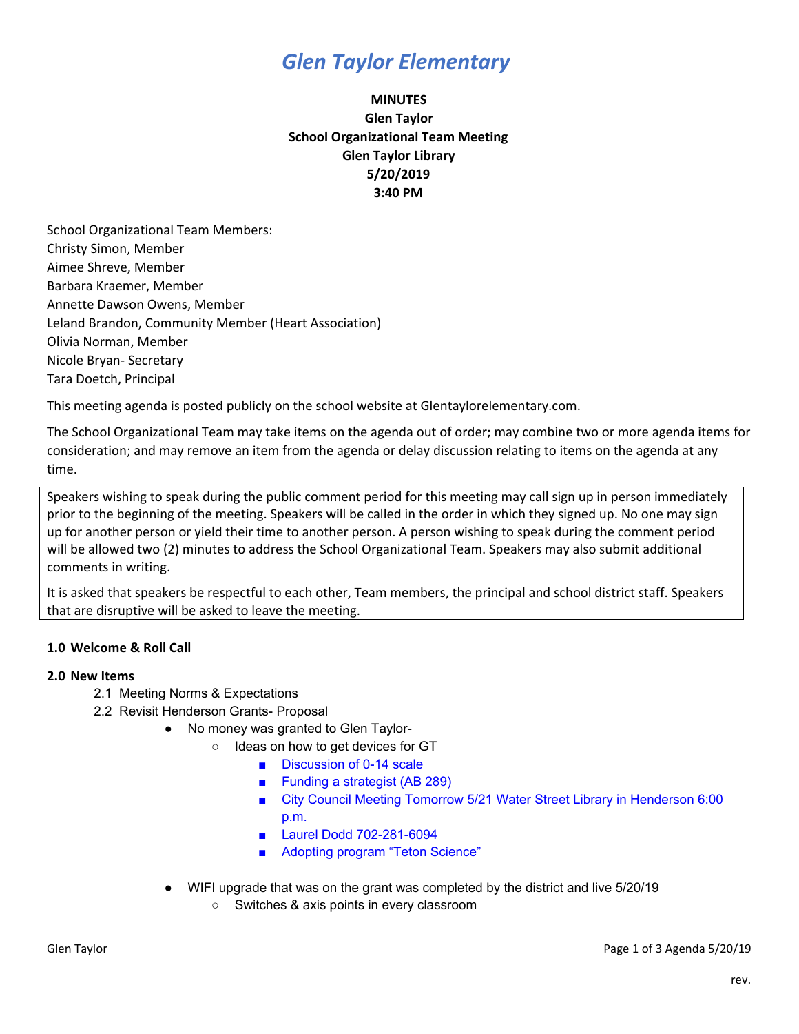# *Glen Taylor Elementary*

**MINUTES**
**Glen Taylor**
**School Organizational Team Meeting**
**Glen Taylor Library**
**5/20/2019**
**3:40 PM**

School Organizational Team Members:
Christy Simon, Member
Aimee Shreve, Member
Barbara Kraemer, Member
Annette Dawson Owens, Member
Leland Brandon, Community Member (Heart Association)
Olivia Norman, Member
Nicole Bryan- Secretary
Tara Doetch, Principal

This meeting agenda is posted publicly on the school website at Glentaylorelementary.com.

The School Organizational Team may take items on the agenda out of order; may combine two or more agenda items for consideration; and may remove an item from the agenda or delay discussion relating to items on the agenda at any time.

Speakers wishing to speak during the public comment period for this meeting may call sign up in person immediately prior to the beginning of the meeting. Speakers will be called in the order in which they signed up. No one may sign up for another person or yield their time to another person. A person wishing to speak during the comment period will be allowed two (2) minutes to address the School Organizational Team. Speakers may also submit additional comments in writing.

It is asked that speakers be respectful to each other, Team members, the principal and school district staff. Speakers that are disruptive will be asked to leave the meeting.

**1.0 Welcome & Roll Call**

**2.0 New Items**

2.1 Meeting Norms & Expectations

2.2 Revisit Henderson Grants- Proposal

- No money was granted to Glen Taylor-
  - Ideas on how to get devices for GT
    - Discussion of 0-14 scale
    - Funding a strategist (AB 289)
    - City Council Meeting Tomorrow 5/21 Water Street Library in Henderson 6:00 p.m.
    - Laurel Dodd 702-281-6094
    - Adopting program "Teton Science"
- WIFI upgrade that was on the grant was completed by the district and live 5/20/19
  - Switches & axis points in every classroom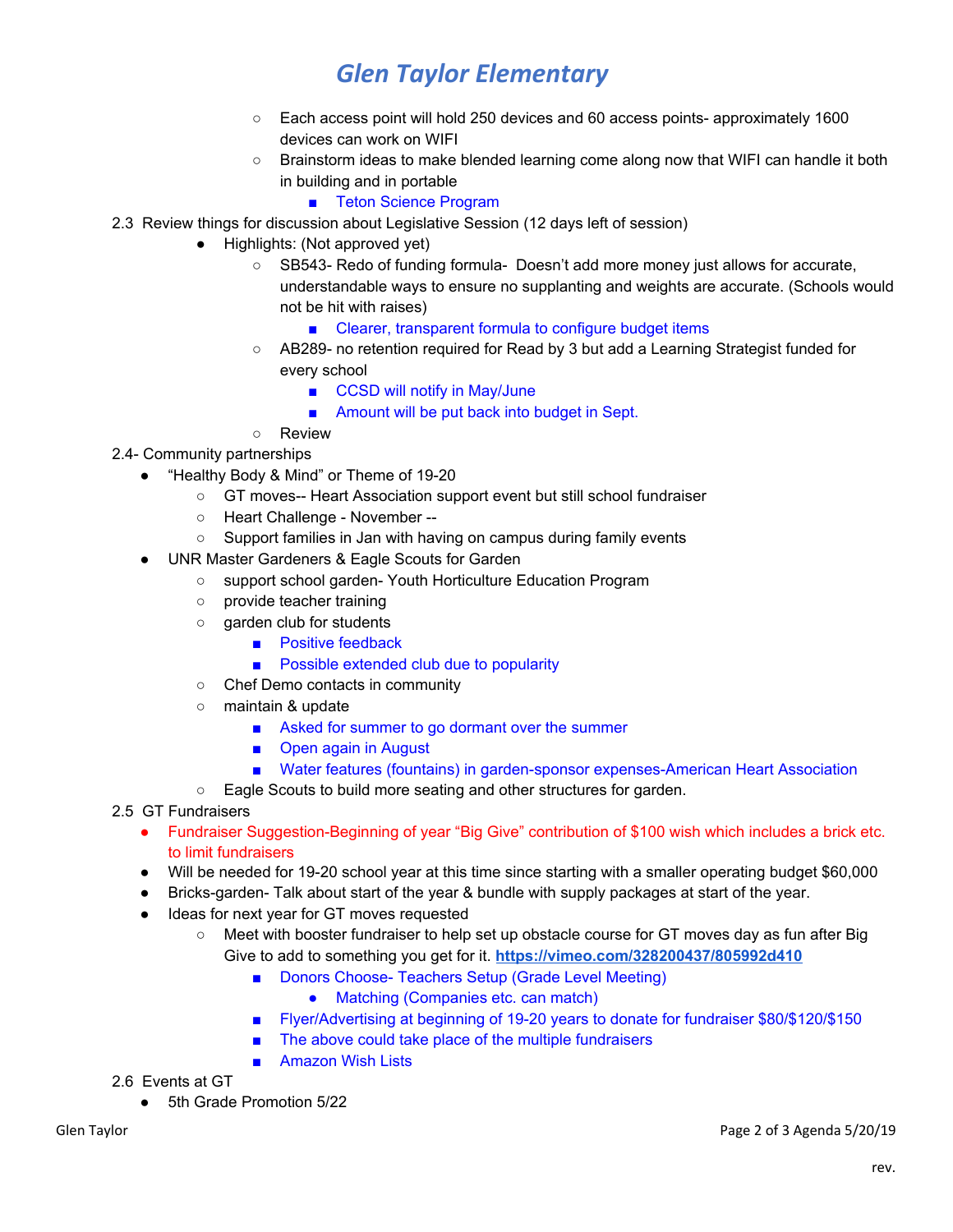# Glen Taylor Elementary

- Each access point will hold 250 devices and 60 access points- approximately 1600 devices can work on WIFI
- Brainstorm ideas to make blended learning come along now that WIFI can handle it both in building and in portable
  - Teton Science Program

2.3 Review things for discussion about Legislative Session (12 days left of session)

- Highlights: (Not approved yet)
  - SB543- Redo of funding formula- Doesn't add more money just allows for accurate, understandable ways to ensure no supplanting and weights are accurate. (Schools would not be hit with raises)
    - Clearer, transparent formula to configure budget items
  - AB289- no retention required for Read by 3 but add a Learning Strategist funded for every school
    - CCSD will notify in May/June
    - Amount will be put back into budget in Sept.
  - Review

2.4- Community partnerships

- "Healthy Body & Mind" or Theme of 19-20
  - GT moves-- Heart Association support event but still school fundraiser
  - Heart Challenge - November --
  - Support families in Jan with having on campus during family events
- UNR Master Gardeners & Eagle Scouts for Garden
  - support school garden- Youth Horticulture Education Program
  - provide teacher training
  - garden club for students
    - Positive feedback
    - Possible extended club due to popularity
  - Chef Demo contacts in community
  - maintain & update
    - Asked for summer to go dormant over the summer
    - Open again in August
    - Water features (fountains) in garden-sponsor expenses-American Heart Association
  - Eagle Scouts to build more seating and other structures for garden.

2.5 GT Fundraisers

- Fundraiser Suggestion-Beginning of year "Big Give" contribution of $100 wish which includes a brick etc. to limit fundraisers
- Will be needed for 19-20 school year at this time since starting with a smaller operating budget $60,000
- Bricks-garden- Talk about start of the year & bundle with supply packages at start of the year.
- Ideas for next year for GT moves requested
  - Meet with booster fundraiser to help set up obstacle course for GT moves day as fun after Big Give to add to something you get for it. https://vimeo.com/328200437/805992d410
    - Donors Choose- Teachers Setup (Grade Level Meeting)
      - Matching (Companies etc. can match)
    - Flyer/Advertising at beginning of 19-20 years to donate for fundraiser $80/$120/$150
    - The above could take place of the multiple fundraisers
    - Amazon Wish Lists

2.6 Events at GT

- 5th Grade Promotion 5/22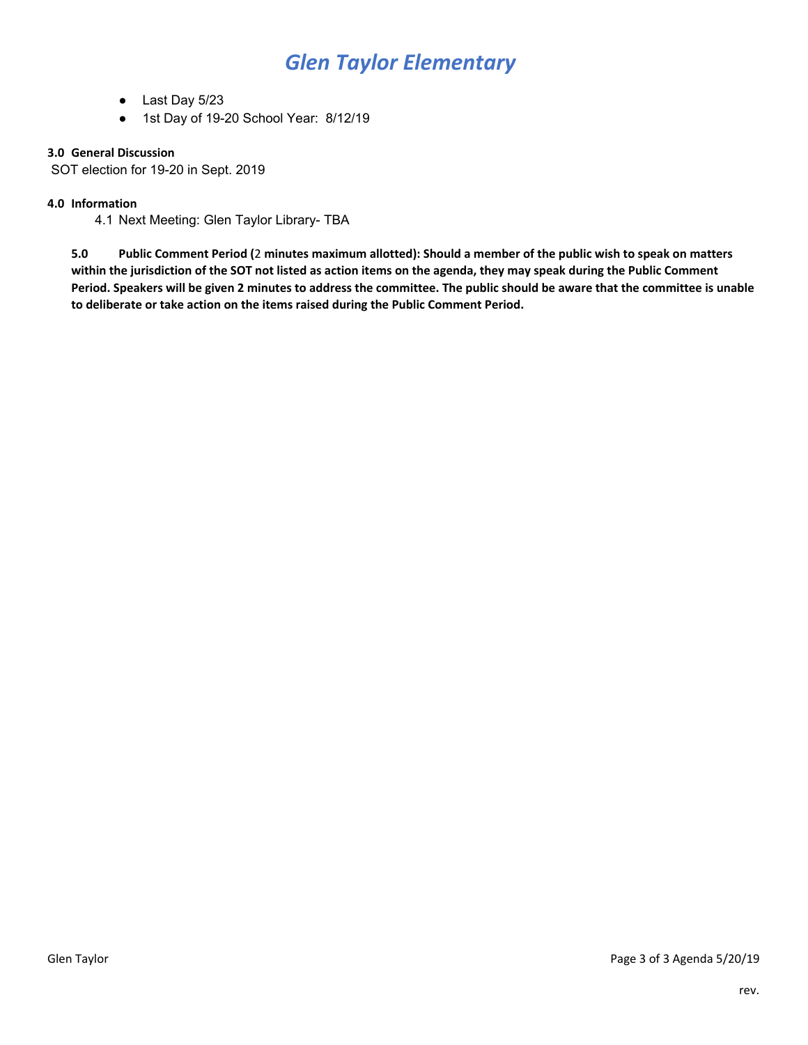- Last Day 5/23
- 1st Day of 19-20 School Year: 8/12/19

**3.0 General Discussion**

SOT election for 19-20 in Sept. 2019

**4.0 Information**

4.1 Next Meeting: Glen Taylor Library- TBA

**5.0 Public Comment Period (2 minutes maximum allotted): Should a member of the public wish to speak on matters within the jurisdiction of the SOT not listed as action items on the agenda, they may speak during the Public Comment Period. Speakers will be given 2 minutes to address the committee. The public should be aware that the committee is unable to deliberate or take action on the items raised during the Public Comment Period.**